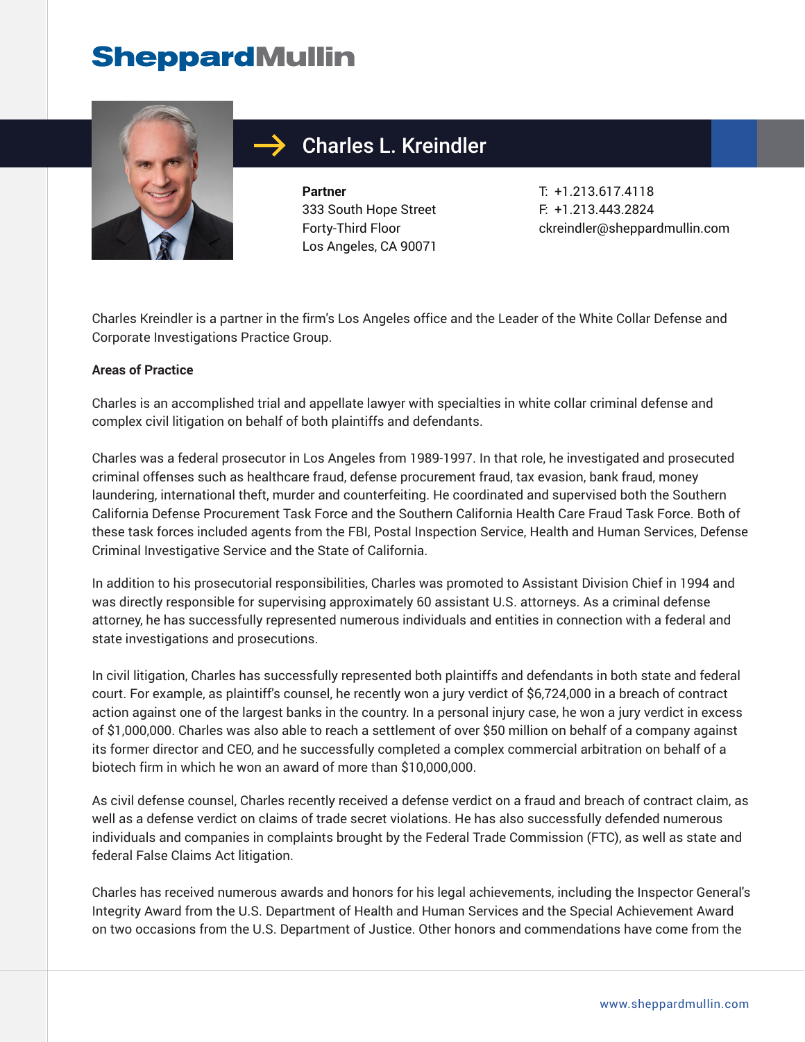# Charles L. Kreindler

**Partner**
333 South Hope Street
Forty-Third Floor
Los Angeles, CA 90071

T: +1.213.617.4118
F: +1.213.443.2824
ckreindler@sheppardmullin.com

Charles Kreindler is a partner in the firm's Los Angeles office and the Leader of the White Collar Defense and Corporate Investigations Practice Group.

**Areas of Practice**

Charles is an accomplished trial and appellate lawyer with specialties in white collar criminal defense and complex civil litigation on behalf of both plaintiffs and defendants.

Charles was a federal prosecutor in Los Angeles from 1989-1997. In that role, he investigated and prosecuted criminal offenses such as healthcare fraud, defense procurement fraud, tax evasion, bank fraud, money laundering, international theft, murder and counterfeiting. He coordinated and supervised both the Southern California Defense Procurement Task Force and the Southern California Health Care Fraud Task Force. Both of these task forces included agents from the FBI, Postal Inspection Service, Health and Human Services, Defense Criminal Investigative Service and the State of California.

In addition to his prosecutorial responsibilities, Charles was promoted to Assistant Division Chief in 1994 and was directly responsible for supervising approximately 60 assistant U.S. attorneys. As a criminal defense attorney, he has successfully represented numerous individuals and entities in connection with a federal and state investigations and prosecutions.

In civil litigation, Charles has successfully represented both plaintiffs and defendants in both state and federal court. For example, as plaintiff's counsel, he recently won a jury verdict of $6,724,000 in a breach of contract action against one of the largest banks in the country. In a personal injury case, he won a jury verdict in excess of $1,000,000. Charles was also able to reach a settlement of over $50 million on behalf of a company against its former director and CEO, and he successfully completed a complex commercial arbitration on behalf of a biotech firm in which he won an award of more than $10,000,000.

As civil defense counsel, Charles recently received a defense verdict on a fraud and breach of contract claim, as well as a defense verdict on claims of trade secret violations. He has also successfully defended numerous individuals and companies in complaints brought by the Federal Trade Commission (FTC), as well as state and federal False Claims Act litigation.

Charles has received numerous awards and honors for his legal achievements, including the Inspector General's Integrity Award from the U.S. Department of Health and Human Services and the Special Achievement Award on two occasions from the U.S. Department of Justice. Other honors and commendations have come from the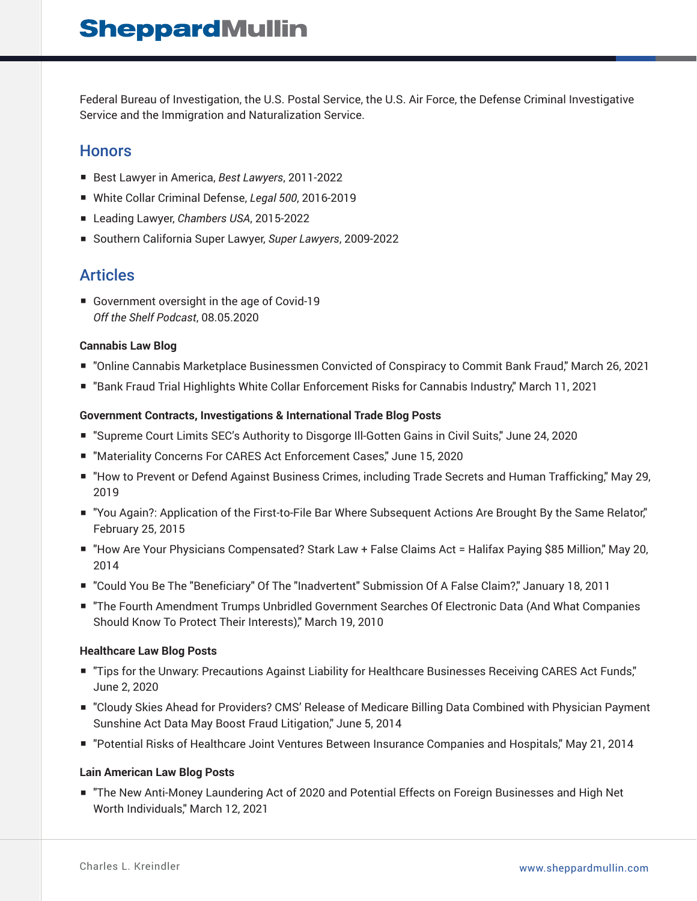Federal Bureau of Investigation, the U.S. Postal Service, the U.S. Air Force, the Defense Criminal Investigative Service and the Immigration and Naturalization Service.

## Honors

- Best Lawyer in America, *Best Lawyers*, 2011-2022
- White Collar Criminal Defense, *Legal 500*, 2016-2019
- Leading Lawyer, *Chambers USA*, 2015-2022
- Southern California Super Lawyer, *Super Lawyers*, 2009-2022

## Articles

- Government oversight in the age of Covid-19
  *Off the Shelf Podcast*, 08.05.2020

**Cannabis Law Blog**

- "Online Cannabis Marketplace Businessmen Convicted of Conspiracy to Commit Bank Fraud," March 26, 2021
- "Bank Fraud Trial Highlights White Collar Enforcement Risks for Cannabis Industry," March 11, 2021

**Government Contracts, Investigations & International Trade Blog Posts**

- "Supreme Court Limits SEC's Authority to Disgorge Ill-Gotten Gains in Civil Suits," June 24, 2020
- "Materiality Concerns For CARES Act Enforcement Cases," June 15, 2020
- "How to Prevent or Defend Against Business Crimes, including Trade Secrets and Human Trafficking," May 29, 2019
- "You Again?: Application of the First-to-File Bar Where Subsequent Actions Are Brought By the Same Relator," February 25, 2015
- "How Are Your Physicians Compensated? Stark Law + False Claims Act = Halifax Paying $85 Million," May 20, 2014
- "Could You Be The "Beneficiary" Of The "Inadvertent" Submission Of A False Claim?," January 18, 2011
- "The Fourth Amendment Trumps Unbridled Government Searches Of Electronic Data (And What Companies Should Know To Protect Their Interests)," March 19, 2010

**Healthcare Law Blog Posts**

- "Tips for the Unwary: Precautions Against Liability for Healthcare Businesses Receiving CARES Act Funds," June 2, 2020
- "Cloudy Skies Ahead for Providers? CMS' Release of Medicare Billing Data Combined with Physician Payment Sunshine Act Data May Boost Fraud Litigation," June 5, 2014
- "Potential Risks of Healthcare Joint Ventures Between Insurance Companies and Hospitals," May 21, 2014

**Lain American Law Blog Posts**

- "The New Anti-Money Laundering Act of 2020 and Potential Effects on Foreign Businesses and High Net Worth Individuals," March 12, 2021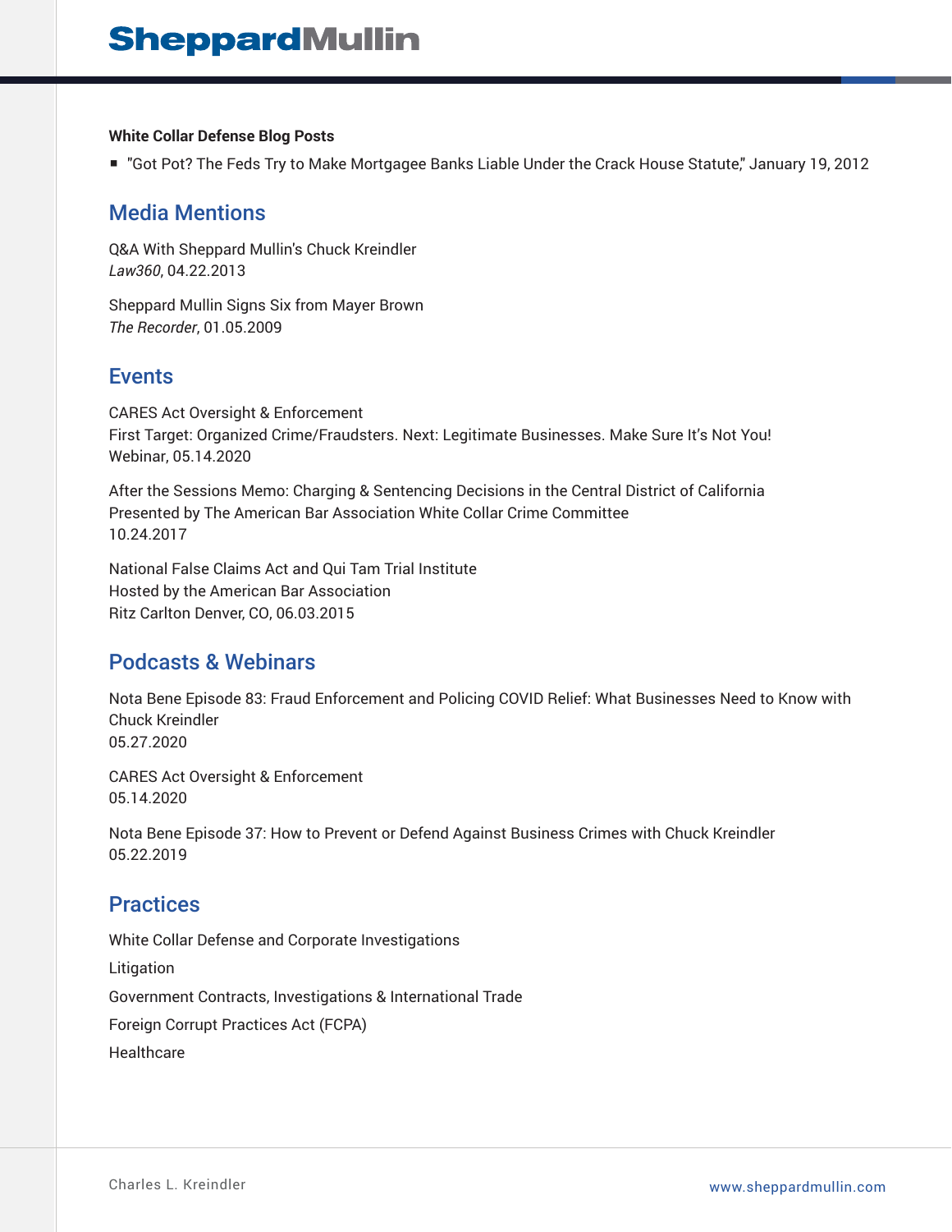**White Collar Defense Blog Posts**

- "Got Pot? The Feds Try to Make Mortgagee Banks Liable Under the Crack House Statute," January 19, 2012

## Media Mentions

Q&A With Sheppard Mullin's Chuck Kreindler
*Law360*, 04.22.2013

Sheppard Mullin Signs Six from Mayer Brown
*The Recorder*, 01.05.2009

## Events

CARES Act Oversight & Enforcement
First Target: Organized Crime/Fraudsters. Next: Legitimate Businesses. Make Sure It's Not You!
Webinar, 05.14.2020

After the Sessions Memo: Charging & Sentencing Decisions in the Central District of California
Presented by The American Bar Association White Collar Crime Committee
10.24.2017

National False Claims Act and Qui Tam Trial Institute
Hosted by the American Bar Association
Ritz Carlton Denver, CO, 06.03.2015

## Podcasts & Webinars

Nota Bene Episode 83: Fraud Enforcement and Policing COVID Relief: What Businesses Need to Know with Chuck Kreindler
05.27.2020

CARES Act Oversight & Enforcement
05.14.2020

Nota Bene Episode 37: How to Prevent or Defend Against Business Crimes with Chuck Kreindler
05.22.2019

## Practices

White Collar Defense and Corporate Investigations

Litigation

Government Contracts, Investigations & International Trade

Foreign Corrupt Practices Act (FCPA)

Healthcare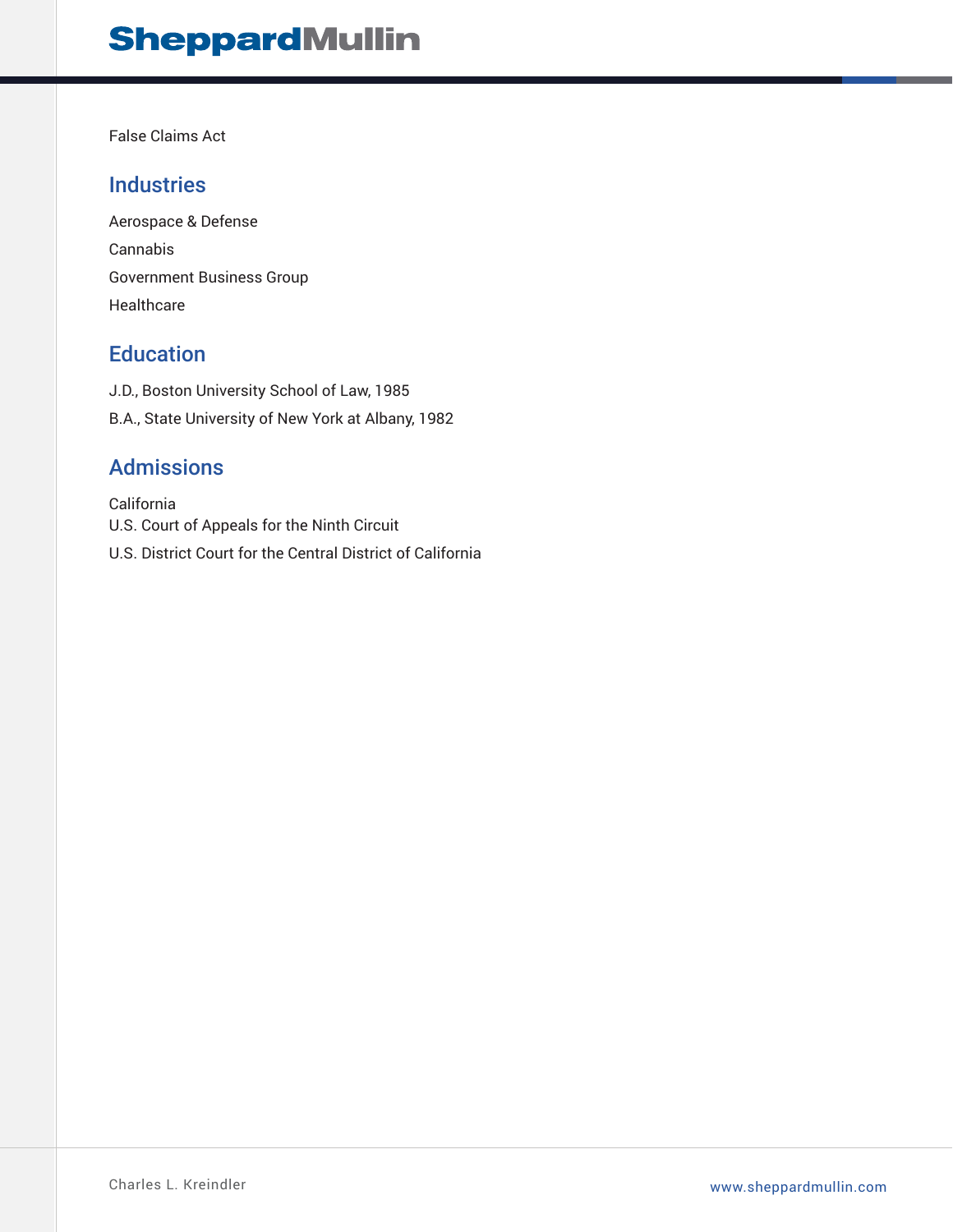False Claims Act

## Industries

Aerospace & Defense

Cannabis

Government Business Group

Healthcare

## Education

J.D., Boston University School of Law, 1985

B.A., State University of New York at Albany, 1982

## Admissions

California

U.S. Court of Appeals for the Ninth Circuit

U.S. District Court for the Central District of California